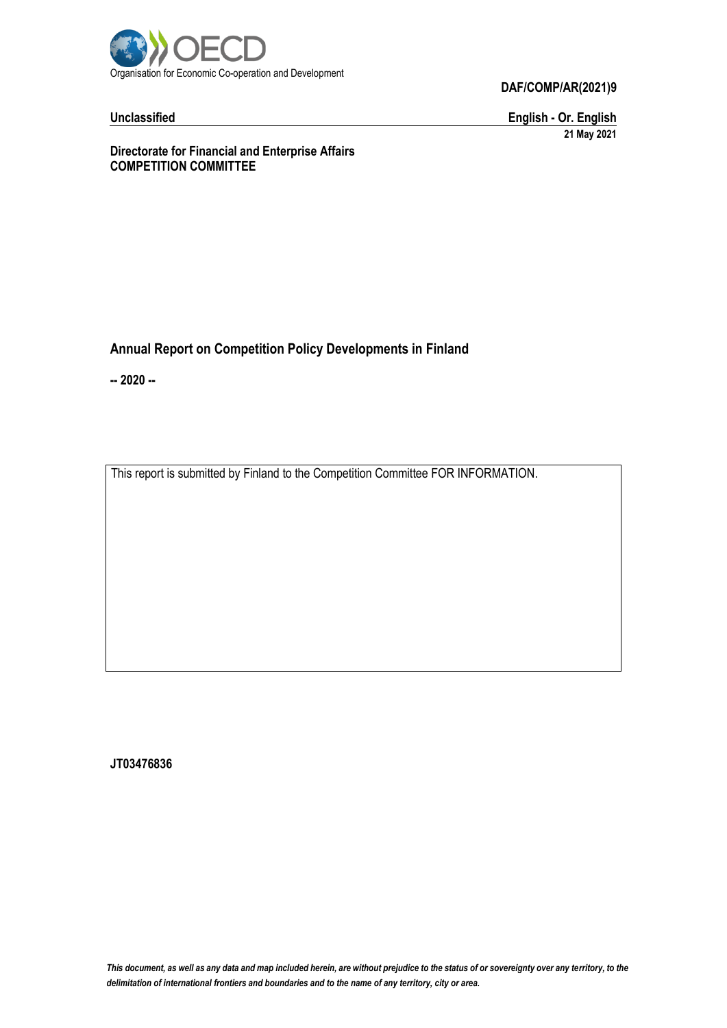Organisation for Economic Co-operation and Development

**DAF/COMP/AR(2021)9**

**Unclassified** **English - Or. English**

**21 May 2021**

**Directorate for Financial and Enterprise Affairs**
**COMPETITION COMMITTEE**

# Annual Report on Competition Policy Developments in Finland

**-- 2020 --**

This report is submitted by Finland to the Competition Committee FOR INFORMATION.

**JT03476836**

*This document, as well as any data and map included herein, are without prejudice to the status of or sovereignty over any territory, to the delimitation of international frontiers and boundaries and to the name of any territory, city or area.*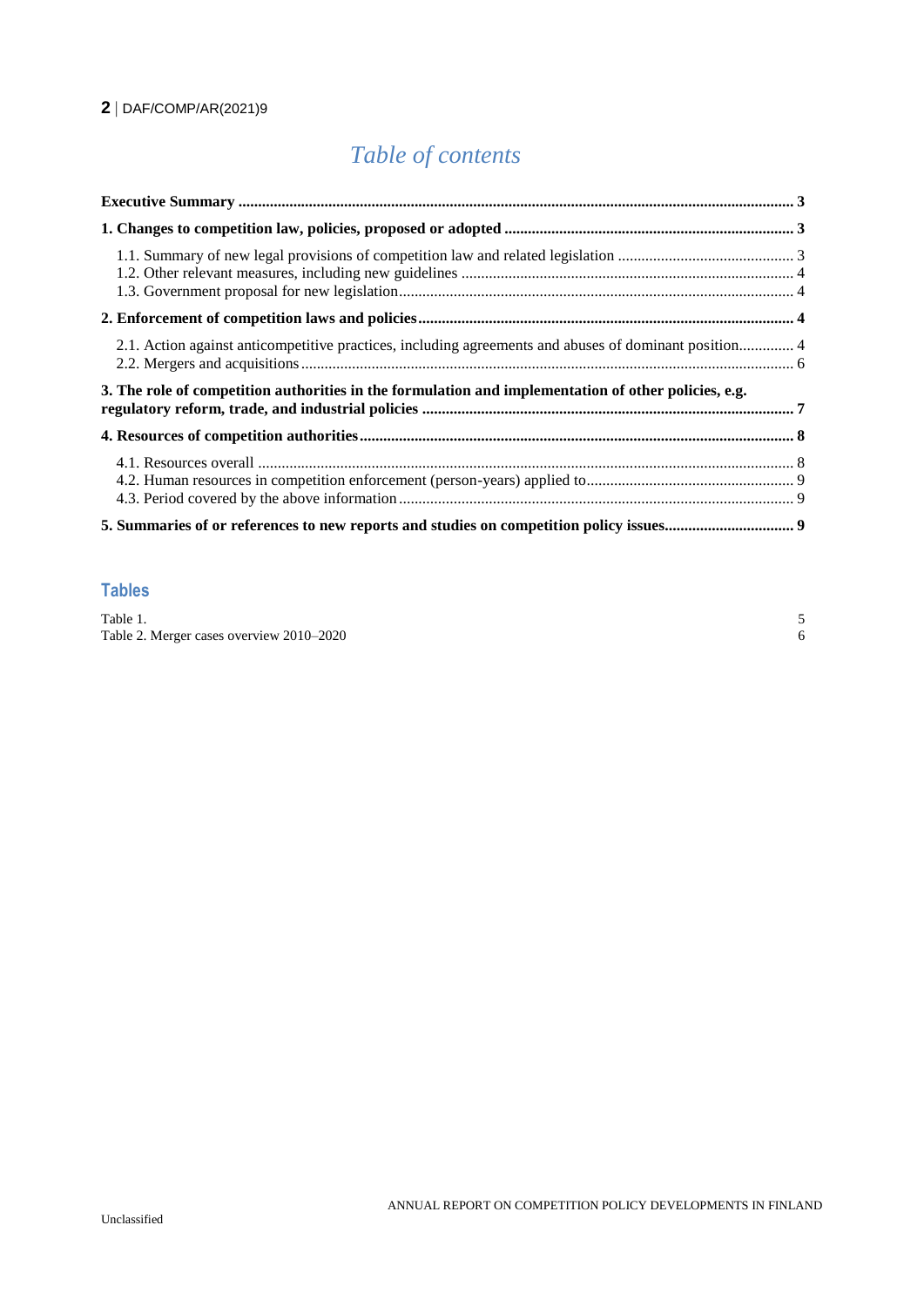# *Table of contents*

**Executive Summary** .......... 3

**1. Changes to competition law, policies, proposed or adopted** .......... 3

- 1.1. Summary of new legal provisions of competition law and related legislation .......... 3
- 1.2. Other relevant measures, including new guidelines .......... 4
- 1.3. Government proposal for new legislation .......... 4

**2. Enforcement of competition laws and policies** .......... 4

- 2.1. Action against anticompetitive practices, including agreements and abuses of dominant position .......... 4
- 2.2. Mergers and acquisitions .......... 6

**3. The role of competition authorities in the formulation and implementation of other policies, e.g. regulatory reform, trade, and industrial policies** .......... 7

**4. Resources of competition authorities** .......... 8

- 4.1. Resources overall .......... 8
- 4.2. Human resources in competition enforcement (person-years) applied to .......... 9
- 4.3. Period covered by the above information .......... 9

**5. Summaries of or references to new reports and studies on competition policy issues** .......... 9

## Tables

Table 1. 5

Table 2. Merger cases overview 2010–2020 6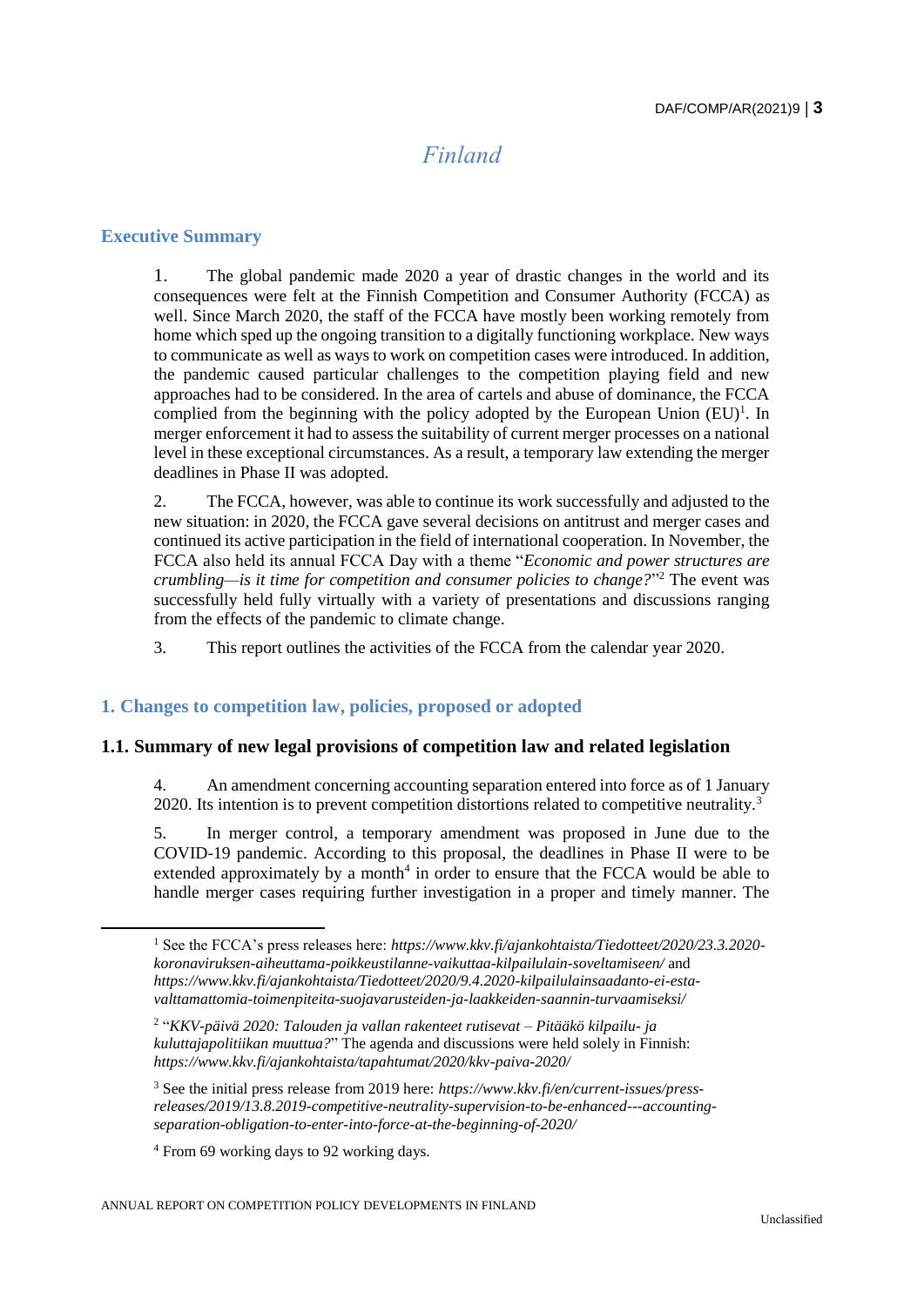# Finland

## Executive Summary

1. The global pandemic made 2020 a year of drastic changes in the world and its consequences were felt at the Finnish Competition and Consumer Authority (FCCA) as well. Since March 2020, the staff of the FCCA have mostly been working remotely from home which sped up the ongoing transition to a digitally functioning workplace. New ways to communicate as well as ways to work on competition cases were introduced. In addition, the pandemic caused particular challenges to the competition playing field and new approaches had to be considered. In the area of cartels and abuse of dominance, the FCCA complied from the beginning with the policy adopted by the European Union (EU)[1]. In merger enforcement it had to assess the suitability of current merger processes on a national level in these exceptional circumstances. As a result, a temporary law extending the merger deadlines in Phase II was adopted.

2. The FCCA, however, was able to continue its work successfully and adjusted to the new situation: in 2020, the FCCA gave several decisions on antitrust and merger cases and continued its active participation in the field of international cooperation. In November, the FCCA also held its annual FCCA Day with a theme "*Economic and power structures are crumbling—is it time for competition and consumer policies to change?*"[2] The event was successfully held fully virtually with a variety of presentations and discussions ranging from the effects of the pandemic to climate change.

3. This report outlines the activities of the FCCA from the calendar year 2020.

## 1. Changes to competition law, policies, proposed or adopted

### 1.1. Summary of new legal provisions of competition law and related legislation

4. An amendment concerning accounting separation entered into force as of 1 January 2020. Its intention is to prevent competition distortions related to competitive neutrality.[3]

5. In merger control, a temporary amendment was proposed in June due to the COVID-19 pandemic. According to this proposal, the deadlines in Phase II were to be extended approximately by a month[4] in order to ensure that the FCCA would be able to handle merger cases requiring further investigation in a proper and timely manner. The

---

[1] See the FCCA's press releases here: *https://www.kkv.fi/ajankohtaista/Tiedotteet/2020/23.3.2020-koronaviruksen-aiheuttama-poikkeustilanne-vaikuttaa-kilpailulain-soveltamiseen/* and *https://www.kkv.fi/ajankohtaista/Tiedotteet/2020/9.4.2020-kilpailulainsaadanto-ei-esta-valttamattomia-toimenpiteita-suojavarusteiden-ja-laakkeiden-saannin-turvaamiseksi/*

[2] "*KKV-päivä 2020: Talouden ja vallan rakenteet rutisevat – Pitääkö kilpailu- ja kuluttajapolitiikan muuttua?*" The agenda and discussions were held solely in Finnish: *https://www.kkv.fi/ajankohtaista/tapahtumat/2020/kkv-paiva-2020/*

[3] See the initial press release from 2019 here: *https://www.kkv.fi/en/current-issues/press-releases/2019/13.8.2019-competitive-neutrality-supervision-to-be-enhanced---accounting-separation-obligation-to-enter-into-force-at-the-beginning-of-2020/*

[4] From 69 working days to 92 working days.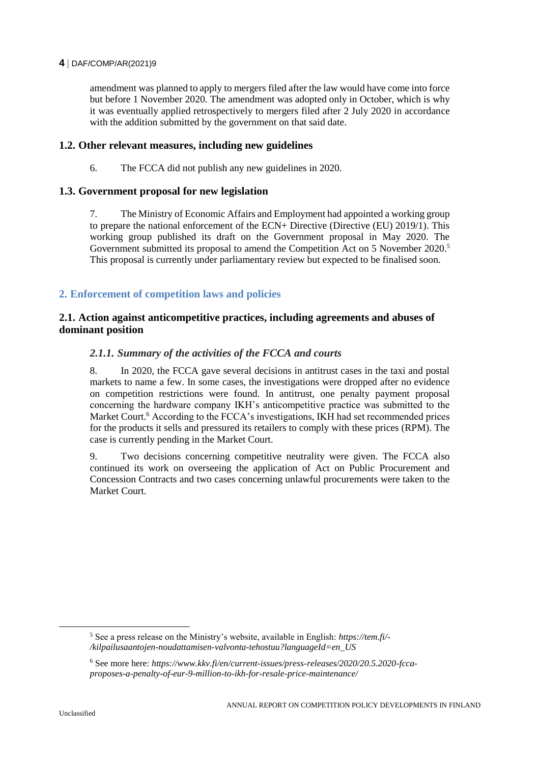amendment was planned to apply to mergers filed after the law would have come into force but before 1 November 2020. The amendment was adopted only in October, which is why it was eventually applied retrospectively to mergers filed after 2 July 2020 in accordance with the addition submitted by the government on that said date.

### 1.2. Other relevant measures, including new guidelines

6. The FCCA did not publish any new guidelines in 2020.

### 1.3. Government proposal for new legislation

7. The Ministry of Economic Affairs and Employment had appointed a working group to prepare the national enforcement of the ECN+ Directive (Directive (EU) 2019/1). This working group published its draft on the Government proposal in May 2020. The Government submitted its proposal to amend the Competition Act on 5 November 2020.[5] This proposal is currently under parliamentary review but expected to be finalised soon.

## 2. Enforcement of competition laws and policies

### 2.1. Action against anticompetitive practices, including agreements and abuses of dominant position

#### *2.1.1. Summary of the activities of the FCCA and courts*

8. In 2020, the FCCA gave several decisions in antitrust cases in the taxi and postal markets to name a few. In some cases, the investigations were dropped after no evidence on competition restrictions were found. In antitrust, one penalty payment proposal concerning the hardware company IKH's anticompetitive practice was submitted to the Market Court.[6] According to the FCCA's investigations, IKH had set recommended prices for the products it sells and pressured its retailers to comply with these prices (RPM). The case is currently pending in the Market Court.

9. Two decisions concerning competitive neutrality were given. The FCCA also continued its work on overseeing the application of Act on Public Procurement and Concession Contracts and two cases concerning unlawful procurements were taken to the Market Court.

---

[5] See a press release on the Ministry's website, available in English: *https://tem.fi/-/kilpailusaantojen-noudattamisen-valvonta-tehostuu?languageId=en_US*

[6] See more here: *https://www.kkv.fi/en/current-issues/press-releases/2020/20.5.2020-fcca-proposes-a-penalty-of-eur-9-million-to-ikh-for-resale-price-maintenance/*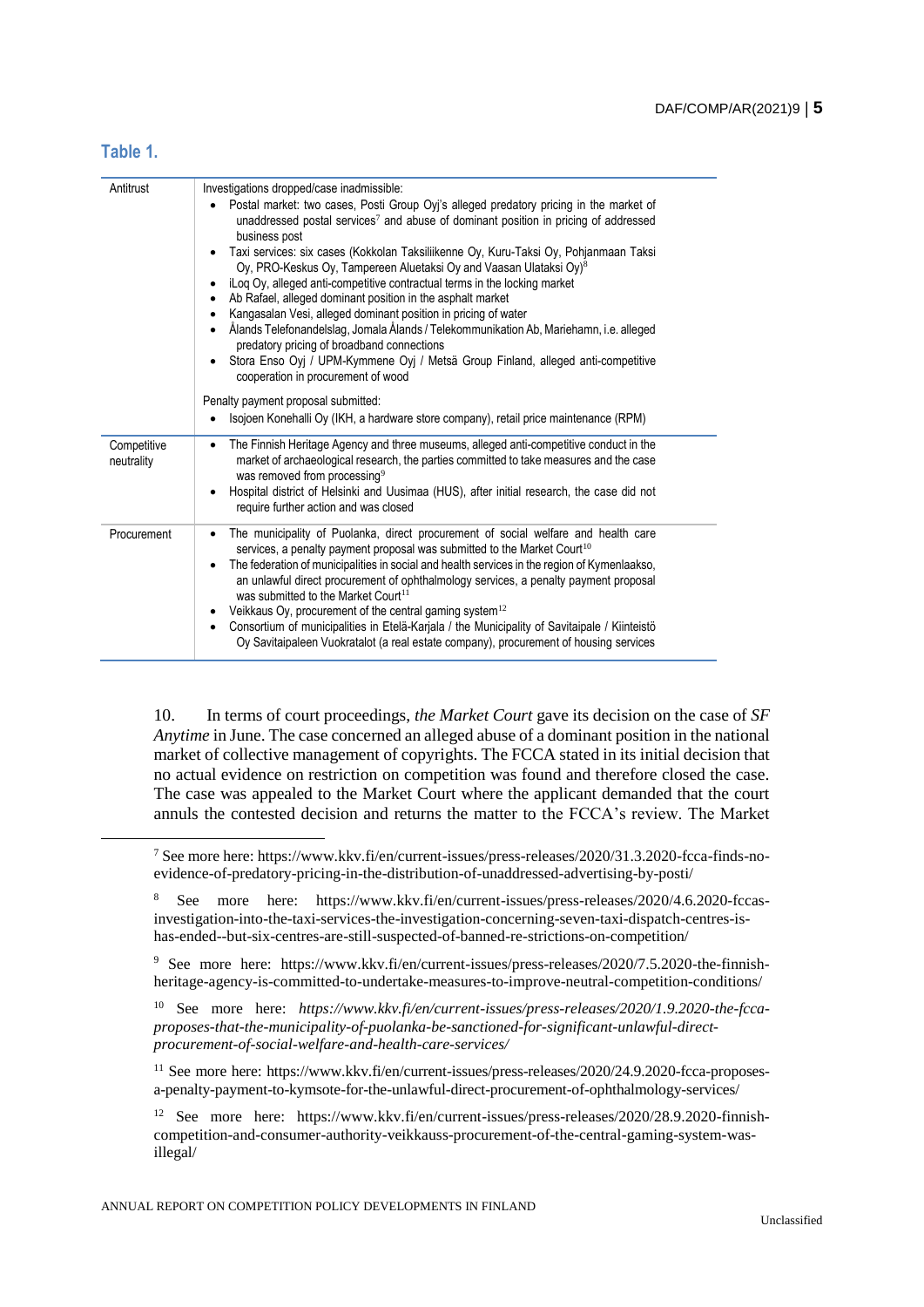**Table 1.**

| | |
|---|---|
| Antitrust | Investigations dropped/case inadmissible:<br>• Postal market: two cases, Posti Group Oyj's alleged predatory pricing in the market of unaddressed postal services[7] and abuse of dominant position in pricing of addressed business post<br>• Taxi services: six cases (Kokkolan Taksiliikenne Oy, Kuru-Taksi Oy, Pohjanmaan Taksi Oy, PRO-Keskus Oy, Tampereen Aluetaksi Oy and Vaasan Ulataksi Oy)[8]<br>• iLoq Oy, alleged anti-competitive contractual terms in the locking market<br>• Ab Rafael, alleged dominant position in the asphalt market<br>• Kangasalan Vesi, alleged dominant position in pricing of water<br>• Ålands Telefonandelslag, Jomala Ålands / Telekommunikation Ab, Mariehamn, i.e. alleged predatory pricing of broadband connections<br>• Stora Enso Oyj / UPM-Kymmene Oyj / Metsä Group Finland, alleged anti-competitive cooperation in procurement of wood<br><br>Penalty payment proposal submitted:<br>• Isojoen Konehalli Oy (IKH, a hardware store company), retail price maintenance (RPM) |
| Competitive neutrality | • The Finnish Heritage Agency and three museums, alleged anti-competitive conduct in the market of archaeological research, the parties committed to take measures and the case was removed from processing[9]<br>• Hospital district of Helsinki and Uusimaa (HUS), after initial research, the case did not require further action and was closed |
| Procurement | • The municipality of Puolanka, direct procurement of social welfare and health care services, a penalty payment proposal was submitted to the Market Court[10]<br>• The federation of municipalities in social and health services in the region of Kymenlaakso, an unlawful direct procurement of ophthalmology services, a penalty payment proposal was submitted to the Market Court[11]<br>• Veikkaus Oy, procurement of the central gaming system[12]<br>• Consortium of municipalities in Etelä-Karjala / the Municipality of Savitaipale / Kiinteistö Oy Savitaipaleen Vuokratalot (a real estate company), procurement of housing services |

10. In terms of court proceedings, *the Market Court* gave its decision on the case of *SF Anytime* in June. The case concerned an alleged abuse of a dominant position in the national market of collective management of copyrights. The FCCA stated in its initial decision that no actual evidence on restriction on competition was found and therefore closed the case. The case was appealed to the Market Court where the applicant demanded that the court annuls the contested decision and returns the matter to the FCCA's review. The Market

[7] See more here: https://www.kkv.fi/en/current-issues/press-releases/2020/31.3.2020-fcca-finds-no-evidence-of-predatory-pricing-in-the-distribution-of-unaddressed-advertising-by-posti/

[8] See more here: https://www.kkv.fi/en/current-issues/press-releases/2020/4.6.2020-fccas-investigation-into-the-taxi-services-the-investigation-concerning-seven-taxi-dispatch-centres-is-has-ended--but-six-centres-are-still-suspected-of-banned-re-strictions-on-competition/

[9] See more here: https://www.kkv.fi/en/current-issues/press-releases/2020/7.5.2020-the-finnish-heritage-agency-is-committed-to-undertake-measures-to-improve-neutral-competition-conditions/

[10] See more here: *https://www.kkv.fi/en/current-issues/press-releases/2020/1.9.2020-the-fcca-proposes-that-the-municipality-of-puolanka-be-sanctioned-for-significant-unlawful-direct-procurement-of-social-welfare-and-health-care-services/*

[11] See more here: https://www.kkv.fi/en/current-issues/press-releases/2020/24.9.2020-fcca-proposes-a-penalty-payment-to-kymsote-for-the-unlawful-direct-procurement-of-ophthalmology-services/

[12] See more here: https://www.kkv.fi/en/current-issues/press-releases/2020/28.9.2020-finnish-competition-and-consumer-authority-veikkauss-procurement-of-the-central-gaming-system-was-illegal/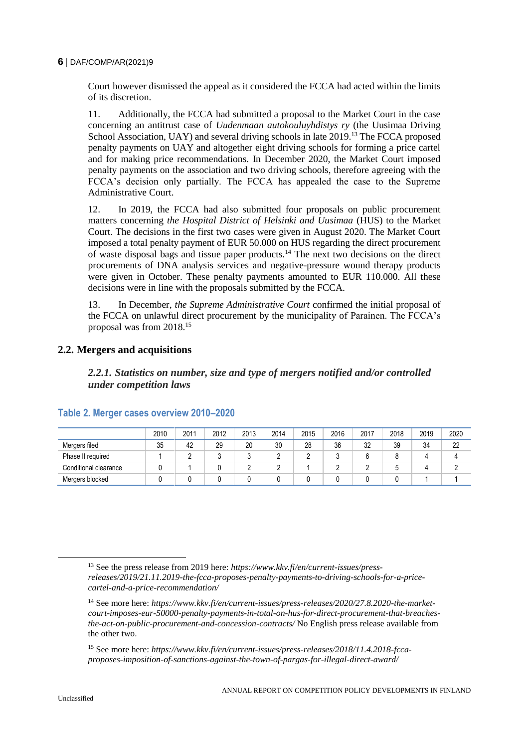Court however dismissed the appeal as it considered the FCCA had acted within the limits of its discretion.

11. Additionally, the FCCA had submitted a proposal to the Market Court in the case concerning an antitrust case of *Uudenmaan autokouluyhdistys ry* (the Uusimaa Driving School Association, UAY) and several driving schools in late 2019.[13] The FCCA proposed penalty payments on UAY and altogether eight driving schools for forming a price cartel and for making price recommendations. In December 2020, the Market Court imposed penalty payments on the association and two driving schools, therefore agreeing with the FCCA's decision only partially. The FCCA has appealed the case to the Supreme Administrative Court.

12. In 2019, the FCCA had also submitted four proposals on public procurement matters concerning *the Hospital District of Helsinki and Uusimaa* (HUS) to the Market Court. The decisions in the first two cases were given in August 2020. The Market Court imposed a total penalty payment of EUR 50.000 on HUS regarding the direct procurement of waste disposal bags and tissue paper products.[14] The next two decisions on the direct procurements of DNA analysis services and negative-pressure wound therapy products were given in October. These penalty payments amounted to EUR 110.000. All these decisions were in line with the proposals submitted by the FCCA.

13. In December, *the Supreme Administrative Court* confirmed the initial proposal of the FCCA on unlawful direct procurement by the municipality of Parainen. The FCCA's proposal was from 2018.[15]

## 2.2. Mergers and acquisitions

### *2.2.1. Statistics on number, size and type of mergers notified and/or controlled under competition laws*

**Table 2. Merger cases overview 2010–2020**

| | 2010 | 2011 | 2012 | 2013 | 2014 | 2015 | 2016 | 2017 | 2018 | 2019 | 2020 |
|---|---|---|---|---|---|---|---|---|---|---|---|
| Mergers filed | 35 | 42 | 29 | 20 | 30 | 28 | 36 | 32 | 39 | 34 | 22 |
| Phase II required | 1 | 2 | 3 | 3 | 2 | 2 | 3 | 6 | 8 | 4 | 4 |
| Conditional clearance | 0 | 1 | 0 | 2 | 2 | 1 | 2 | 2 | 5 | 4 | 2 |
| Mergers blocked | 0 | 0 | 0 | 0 | 0 | 0 | 0 | 0 | 0 | 1 | 1 |

[13] See the press release from 2019 here: *https://www.kkv.fi/en/current-issues/press-releases/2019/21.11.2019-the-fcca-proposes-penalty-payments-to-driving-schools-for-a-price-cartel-and-a-price-recommendation/*

[14] See more here: *https://www.kkv.fi/en/current-issues/press-releases/2020/27.8.2020-the-market-court-imposes-eur-50000-penalty-payments-in-total-on-hus-for-direct-procurement-that-breaches-the-act-on-public-procurement-and-concession-contracts/* No English press release available from the other two.

[15] See more here: *https://www.kkv.fi/en/current-issues/press-releases/2018/11.4.2018-fcca-proposes-imposition-of-sanctions-against-the-town-of-pargas-for-illegal-direct-award/*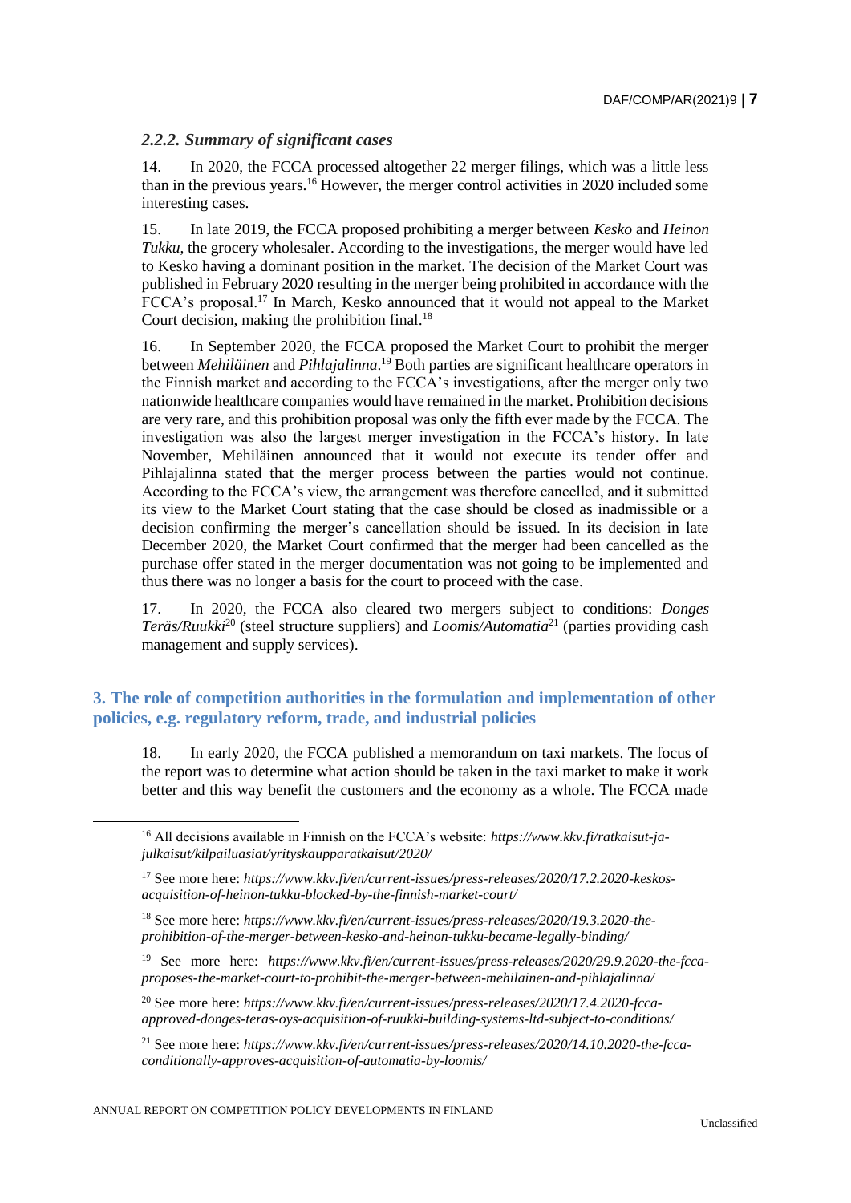### *2.2.2. Summary of significant cases*

14. In 2020, the FCCA processed altogether 22 merger filings, which was a little less than in the previous years.[16] However, the merger control activities in 2020 included some interesting cases.

15. In late 2019, the FCCA proposed prohibiting a merger between *Kesko* and *Heinon Tukku*, the grocery wholesaler. According to the investigations, the merger would have led to Kesko having a dominant position in the market. The decision of the Market Court was published in February 2020 resulting in the merger being prohibited in accordance with the FCCA's proposal.[17] In March, Kesko announced that it would not appeal to the Market Court decision, making the prohibition final.[18]

16. In September 2020, the FCCA proposed the Market Court to prohibit the merger between *Mehiläinen* and *Pihlajalinna*.[19] Both parties are significant healthcare operators in the Finnish market and according to the FCCA's investigations, after the merger only two nationwide healthcare companies would have remained in the market. Prohibition decisions are very rare, and this prohibition proposal was only the fifth ever made by the FCCA. The investigation was also the largest merger investigation in the FCCA's history. In late November, Mehiläinen announced that it would not execute its tender offer and Pihlajalinna stated that the merger process between the parties would not continue. According to the FCCA's view, the arrangement was therefore cancelled, and it submitted its view to the Market Court stating that the case should be closed as inadmissible or a decision confirming the merger's cancellation should be issued. In its decision in late December 2020, the Market Court confirmed that the merger had been cancelled as the purchase offer stated in the merger documentation was not going to be implemented and thus there was no longer a basis for the court to proceed with the case.

17. In 2020, the FCCA also cleared two mergers subject to conditions: *Donges Teräs/Ruukki*[20] (steel structure suppliers) and *Loomis/Automatia*[21] (parties providing cash management and supply services).

## 3. The role of competition authorities in the formulation and implementation of other policies, e.g. regulatory reform, trade, and industrial policies

18. In early 2020, the FCCA published a memorandum on taxi markets. The focus of the report was to determine what action should be taken in the taxi market to make it work better and this way benefit the customers and the economy as a whole. The FCCA made

---

[16] All decisions available in Finnish on the FCCA's website: *https://www.kkv.fi/ratkaisut-ja-julkaisut/kilpailuasiat/yrityskaupparatkaisut/2020/*

[17] See more here: *https://www.kkv.fi/en/current-issues/press-releases/2020/17.2.2020-keskos-acquisition-of-heinon-tukku-blocked-by-the-finnish-market-court/*

[18] See more here: *https://www.kkv.fi/en/current-issues/press-releases/2020/19.3.2020-the-prohibition-of-the-merger-between-kesko-and-heinon-tukku-became-legally-binding/*

[19] See more here: *https://www.kkv.fi/en/current-issues/press-releases/2020/29.9.2020-the-fcca-proposes-the-market-court-to-prohibit-the-merger-between-mehilainen-and-pihlajalinna/*

[20] See more here: *https://www.kkv.fi/en/current-issues/press-releases/2020/17.4.2020-fcca-approved-donges-teras-oys-acquisition-of-ruukki-building-systems-ltd-subject-to-conditions/*

[21] See more here: *https://www.kkv.fi/en/current-issues/press-releases/2020/14.10.2020-the-fcca-conditionally-approves-acquisition-of-automatia-by-loomis/*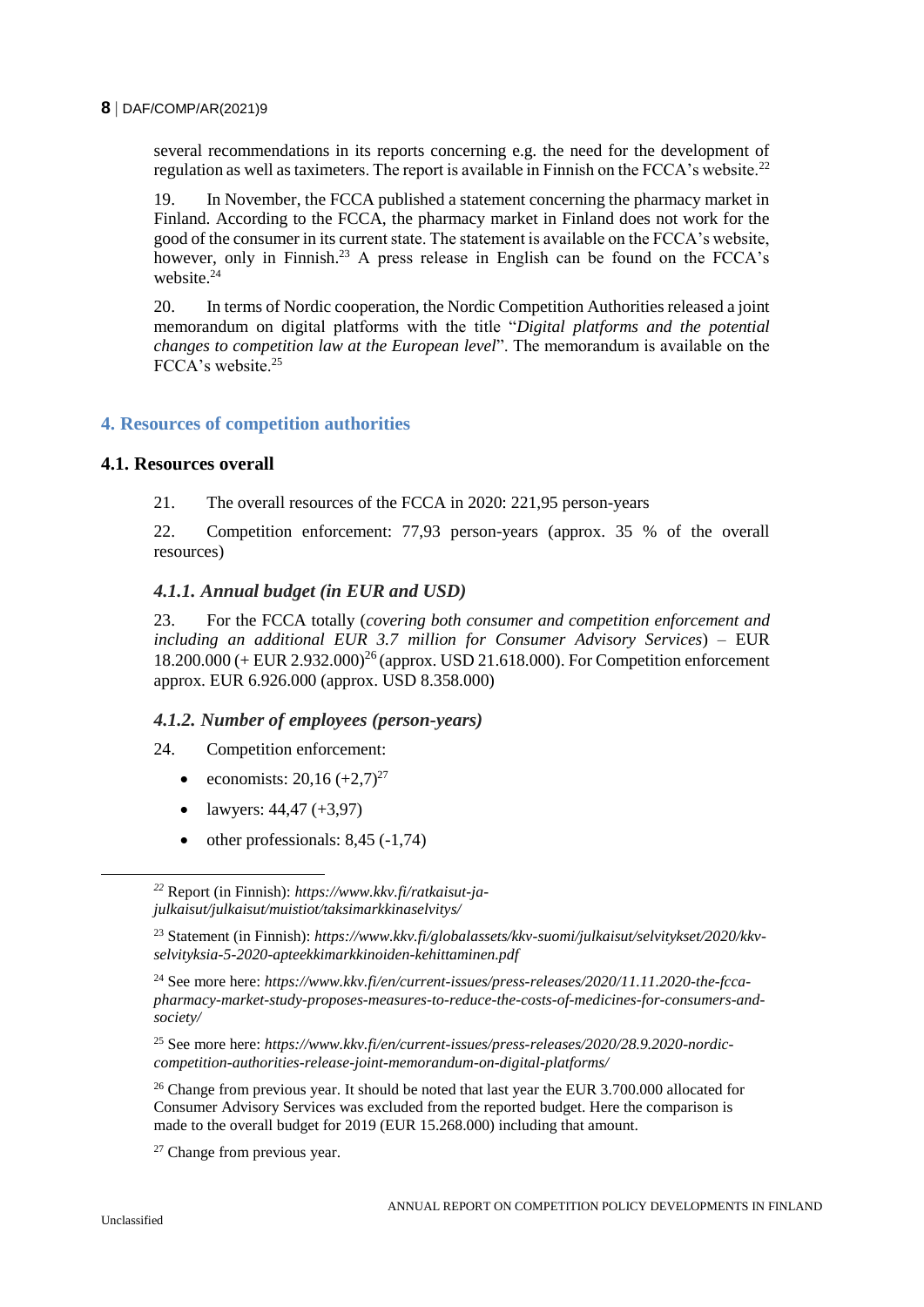several recommendations in its reports concerning e.g. the need for the development of regulation as well as taximeters. The report is available in Finnish on the FCCA's website.[22]

19. In November, the FCCA published a statement concerning the pharmacy market in Finland. According to the FCCA, the pharmacy market in Finland does not work for the good of the consumer in its current state. The statement is available on the FCCA's website, however, only in Finnish.[23] A press release in English can be found on the FCCA's website.[24]

20. In terms of Nordic cooperation, the Nordic Competition Authorities released a joint memorandum on digital platforms with the title "*Digital platforms and the potential changes to competition law at the European level*". The memorandum is available on the FCCA's website.[25]

## 4. Resources of competition authorities

### 4.1. Resources overall

21. The overall resources of the FCCA in 2020: 221,95 person-years

22. Competition enforcement: 77,93 person-years (approx. 35 % of the overall resources)

#### *4.1.1. Annual budget (in EUR and USD)*

23. For the FCCA totally (*covering both consumer and competition enforcement and including an additional EUR 3.7 million for Consumer Advisory Services*) – EUR 18.200.000 (+ EUR 2.932.000)[26] (approx. USD 21.618.000). For Competition enforcement approx. EUR 6.926.000 (approx. USD 8.358.000)

#### *4.1.2. Number of employees (person-years)*

24. Competition enforcement:

- economists: 20,16 (+2,7)[27]
- lawyers: 44,47 (+3,97)
- other professionals: 8,45 (-1,74)

---

[22] Report (in Finnish): *https://www.kkv.fi/ratkaisut-ja-julkaisut/julkaisut/muistiot/taksimarkkinaselvitys/*

[23] Statement (in Finnish): *https://www.kkv.fi/globalassets/kkv-suomi/julkaisut/selvitykset/2020/kkv-selvityksia-5-2020-apteekkimarkkinoiden-kehittaminen.pdf*

[24] See more here: *https://www.kkv.fi/en/current-issues/press-releases/2020/11.11.2020-the-fcca-pharmacy-market-study-proposes-measures-to-reduce-the-costs-of-medicines-for-consumers-and-society/*

[25] See more here: *https://www.kkv.fi/en/current-issues/press-releases/2020/28.9.2020-nordic-competition-authorities-release-joint-memorandum-on-digital-platforms/*

[26] Change from previous year. It should be noted that last year the EUR 3.700.000 allocated for Consumer Advisory Services was excluded from the reported budget. Here the comparison is made to the overall budget for 2019 (EUR 15.268.000) including that amount.

[27] Change from previous year.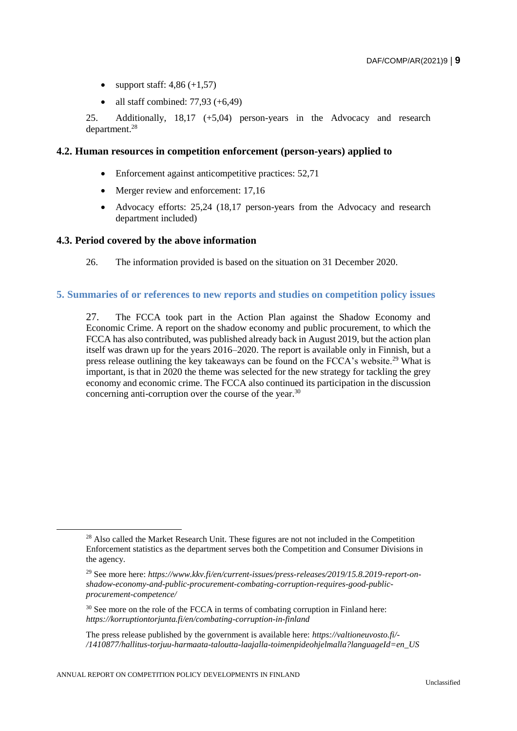- support staff: 4,86 (+1,57)
- all staff combined: 77,93 (+6,49)

25. Additionally, 18,17 (+5,04) person-years in the Advocacy and research department.[28]

### 4.2. Human resources in competition enforcement (person-years) applied to

- Enforcement against anticompetitive practices: 52,71
- Merger review and enforcement: 17,16
- Advocacy efforts: 25,24 (18,17 person-years from the Advocacy and research department included)

### 4.3. Period covered by the above information

26. The information provided is based on the situation on 31 December 2020.

## 5. Summaries of or references to new reports and studies on competition policy issues

27. The FCCA took part in the Action Plan against the Shadow Economy and Economic Crime. A report on the shadow economy and public procurement, to which the FCCA has also contributed, was published already back in August 2019, but the action plan itself was drawn up for the years 2016–2020. The report is available only in Finnish, but a press release outlining the key takeaways can be found on the FCCA's website.[29] What is important, is that in 2020 the theme was selected for the new strategy for tackling the grey economy and economic crime. The FCCA also continued its participation in the discussion concerning anti-corruption over the course of the year.[30]

---

[28] Also called the Market Research Unit. These figures are not not included in the Competition Enforcement statistics as the department serves both the Competition and Consumer Divisions in the agency.

[29] See more here: *https://www.kkv.fi/en/current-issues/press-releases/2019/15.8.2019-report-on-shadow-economy-and-public-procurement-combating-corruption-requires-good-public-procurement-competence/*

[30] See more on the role of the FCCA in terms of combating corruption in Finland here: *https://korruptiontorjunta.fi/en/combating-corruption-in-finland*

The press release published by the government is available here: *https://valtioneuvosto.fi/-/1410877/hallitus-torjuu-harmaata-taloutta-laajalla-toimenpideohjelmalla?languageId=en_US*